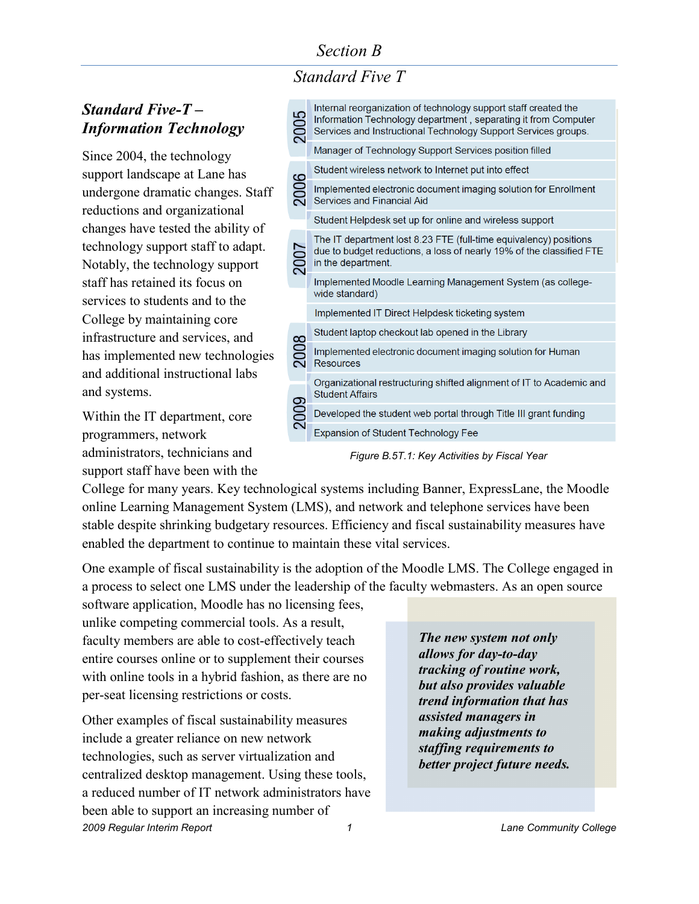# Section B

## Standard Five T

### *Standard Five-T – Information Technology*

Since 2004, the technology support landscape at Lane has undergone dramatic changes. Staff reductions and organizational changes have tested the ability of technology support staff to adapt. Notably, the technology support staff has retained its focus on services to students and to the College by maintaining core infrastructure and services, and has implemented new technologies and additional instructional labs and systems.

| Year | Activity |
|---|---|
| 2005 | Internal reorganization of technology support staff created the Information Technology department , separating it from Computer Services and Instructional Technology Support Services groups. |
| | Manager of Technology Support Services position filled |
| 2006 | Student wireless network to Internet put into effect |
| | Implemented electronic document imaging solution for Enrollment Services and Financial Aid |
| | Student Helpdesk set up for online and wireless support |
| 2007 | The IT department lost 8.23 FTE (full-time equivalency) positions due to budget reductions, a loss of nearly 19% of the classified FTE in the department. |
| | Implemented Moodle Learning Management System (as college-wide standard) |
| | Implemented IT Direct Helpdesk ticketing system |
| 2008 | Student laptop checkout lab opened in the Library |
| | Implemented electronic document imaging solution for Human Resources |
| | Organizational restructuring shifted alignment of IT to Academic and Student Affairs |
| 2009 | Developed the student web portal through Title III grant funding |
| | Expansion of Student Technology Fee |

*Figure B.5T.1: Key Activities by Fiscal Year*

Within the IT department, core programmers, network administrators, technicians and support staff have been with the College for many years. Key technological systems including Banner, ExpressLane, the Moodle online Learning Management System (LMS), and network and telephone services have been stable despite shrinking budgetary resources. Efficiency and fiscal sustainability measures have enabled the department to continue to maintain these vital services.

One example of fiscal sustainability is the adoption of the Moodle LMS. The College engaged in a process to select one LMS under the leadership of the faculty webmasters. As an open source software application, Moodle has no licensing fees, unlike competing commercial tools. As a result, faculty members are able to cost-effectively teach entire courses online or to supplement their courses with online tools in a hybrid fashion, as there are no per-seat licensing restrictions or costs.

> ***The new system not only allows for day-to-day tracking of routine work, but also provides valuable trend information that has assisted managers in making adjustments to staffing requirements to better project future needs.***

Other examples of fiscal sustainability measures include a greater reliance on new network technologies, such as server virtualization and centralized desktop management. Using these tools, a reduced number of IT network administrators have been able to support an increasing number of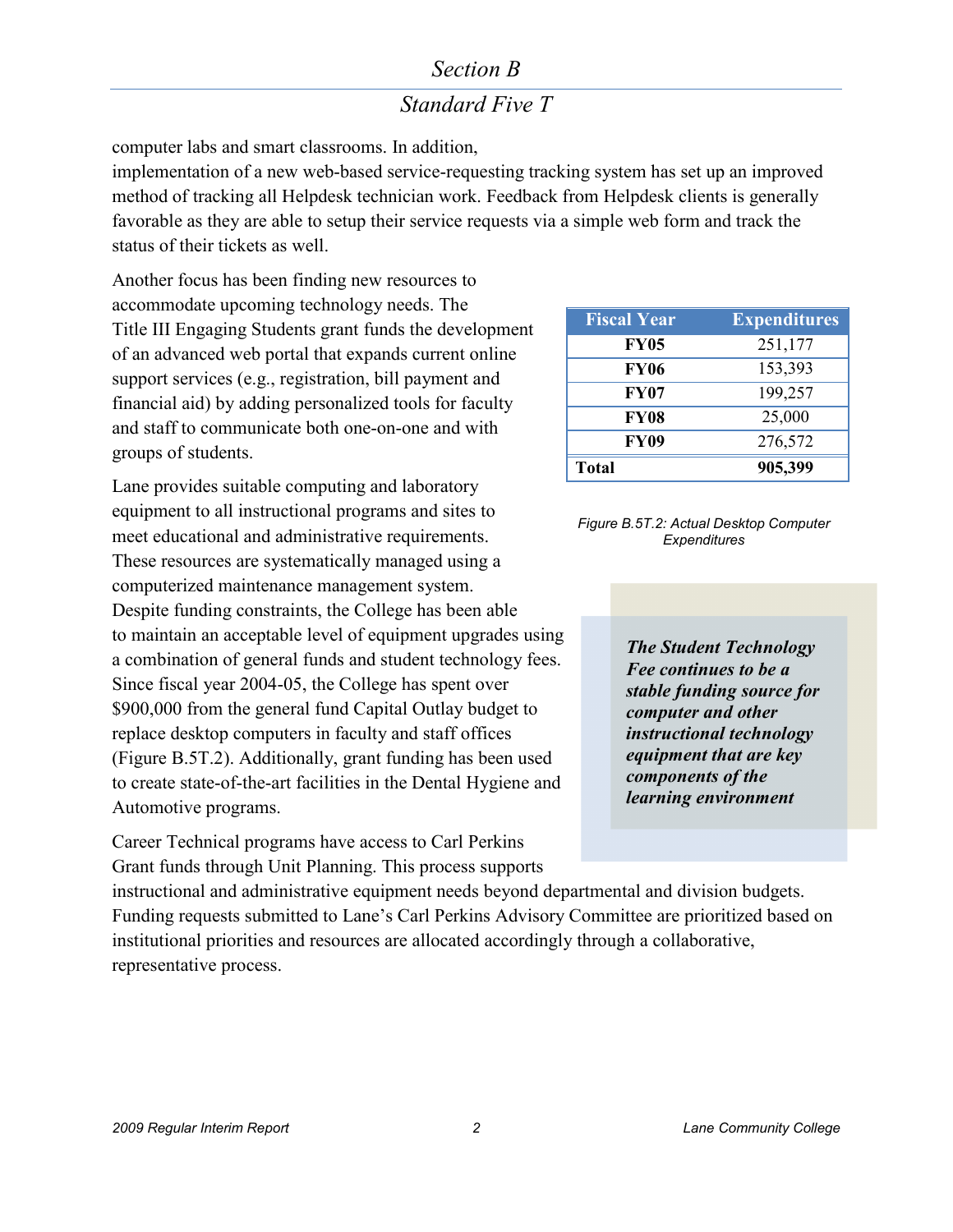computer labs and smart classrooms. In addition, implementation of a new web-based service-requesting tracking system has set up an improved method of tracking all Helpdesk technician work. Feedback from Helpdesk clients is generally favorable as they are able to setup their service requests via a simple web form and track the status of their tickets as well.

Another focus has been finding new resources to accommodate upcoming technology needs. The Title III Engaging Students grant funds the development of an advanced web portal that expands current online support services (e.g., registration, bill payment and financial aid) by adding personalized tools for faculty and staff to communicate both one-on-one and with groups of students.

| Fiscal Year | Expenditures |
|---|---|
| **FY05** | 251,177 |
| **FY06** | 153,393 |
| **FY07** | 199,257 |
| **FY08** | 25,000 |
| **FY09** | 276,572 |
| **Total** | **905,399** |

*Figure B.5T.2: Actual Desktop Computer Expenditures*

Lane provides suitable computing and laboratory equipment to all instructional programs and sites to meet educational and administrative requirements. These resources are systematically managed using a computerized maintenance management system. Despite funding constraints, the College has been able to maintain an acceptable level of equipment upgrades using a combination of general funds and student technology fees. Since fiscal year 2004-05, the College has spent over $900,000 from the general fund Capital Outlay budget to replace desktop computers in faculty and staff offices (Figure B.5T.2). Additionally, grant funding has been used to create state-of-the-art facilities in the Dental Hygiene and Automotive programs.

> ***The Student Technology Fee continues to be a stable funding source for computer and other instructional technology equipment that are key components of the learning environment***

Career Technical programs have access to Carl Perkins Grant funds through Unit Planning. This process supports instructional and administrative equipment needs beyond departmental and division budgets. Funding requests submitted to Lane's Carl Perkins Advisory Committee are prioritized based on institutional priorities and resources are allocated accordingly through a collaborative, representative process.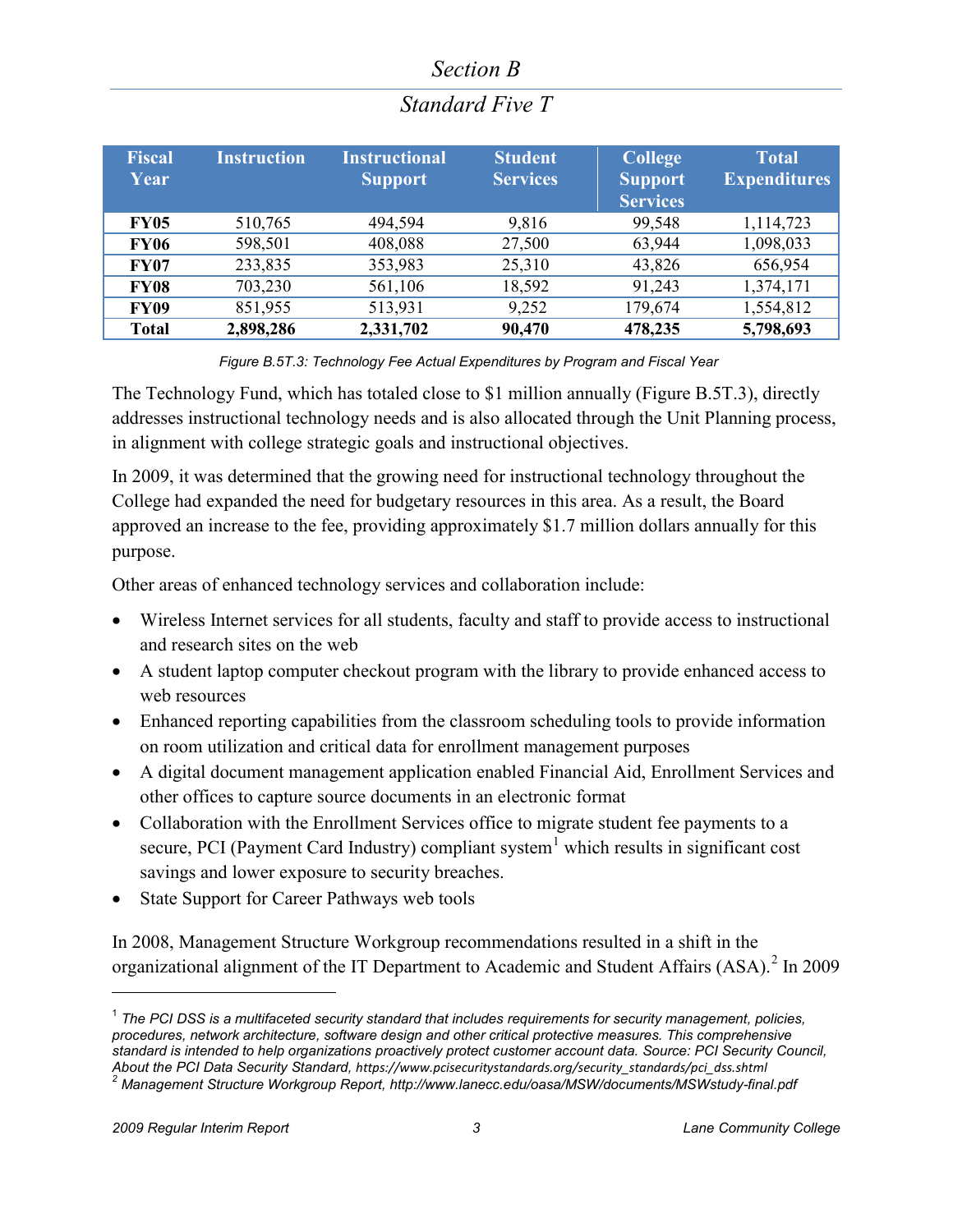*Section B*

## *Standard Five T*

| Fiscal Year | Instruction | Instructional Support | Student Services | College Support Services | Total Expenditures |
|---|---|---|---|---|---|
| **FY05** | 510,765 | 494,594 | 9,816 | 99,548 | 1,114,723 |
| **FY06** | 598,501 | 408,088 | 27,500 | 63,944 | 1,098,033 |
| **FY07** | 233,835 | 353,983 | 25,310 | 43,826 | 656,954 |
| **FY08** | 703,230 | 561,106 | 18,592 | 91,243 | 1,374,171 |
| **FY09** | 851,955 | 513,931 | 9,252 | 179,674 | 1,554,812 |
| **Total** | **2,898,286** | **2,331,702** | **90,470** | **478,235** | **5,798,693** |

*Figure B.5T.3: Technology Fee Actual Expenditures by Program and Fiscal Year*

The Technology Fund, which has totaled close to $1 million annually (Figure B.5T.3), directly addresses instructional technology needs and is also allocated through the Unit Planning process, in alignment with college strategic goals and instructional objectives.

In 2009, it was determined that the growing need for instructional technology throughout the College had expanded the need for budgetary resources in this area. As a result, the Board approved an increase to the fee, providing approximately $1.7 million dollars annually for this purpose.

Other areas of enhanced technology services and collaboration include:

- Wireless Internet services for all students, faculty and staff to provide access to instructional and research sites on the web
- A student laptop computer checkout program with the library to provide enhanced access to web resources
- Enhanced reporting capabilities from the classroom scheduling tools to provide information on room utilization and critical data for enrollment management purposes
- A digital document management application enabled Financial Aid, Enrollment Services and other offices to capture source documents in an electronic format
- Collaboration with the Enrollment Services office to migrate student fee payments to a secure, PCI (Payment Card Industry) compliant system[1] which results in significant cost savings and lower exposure to security breaches.
- State Support for Career Pathways web tools

In 2008, Management Structure Workgroup recommendations resulted in a shift in the organizational alignment of the IT Department to Academic and Student Affairs (ASA).[2] In 2009

---

[1] *The PCI DSS is a multifaceted security standard that includes requirements for security management, policies, procedures, network architecture, software design and other critical protective measures. This comprehensive standard is intended to help organizations proactively protect customer account data. Source: PCI Security Council, About the PCI Data Security Standard,* https://www.pcisecuritystandards.org/security_standards/pci_dss.shtml

[2] *Management Structure Workgroup Report, http://www.lanecc.edu/oasa/MSW/documents/MSWstudy-final.pdf*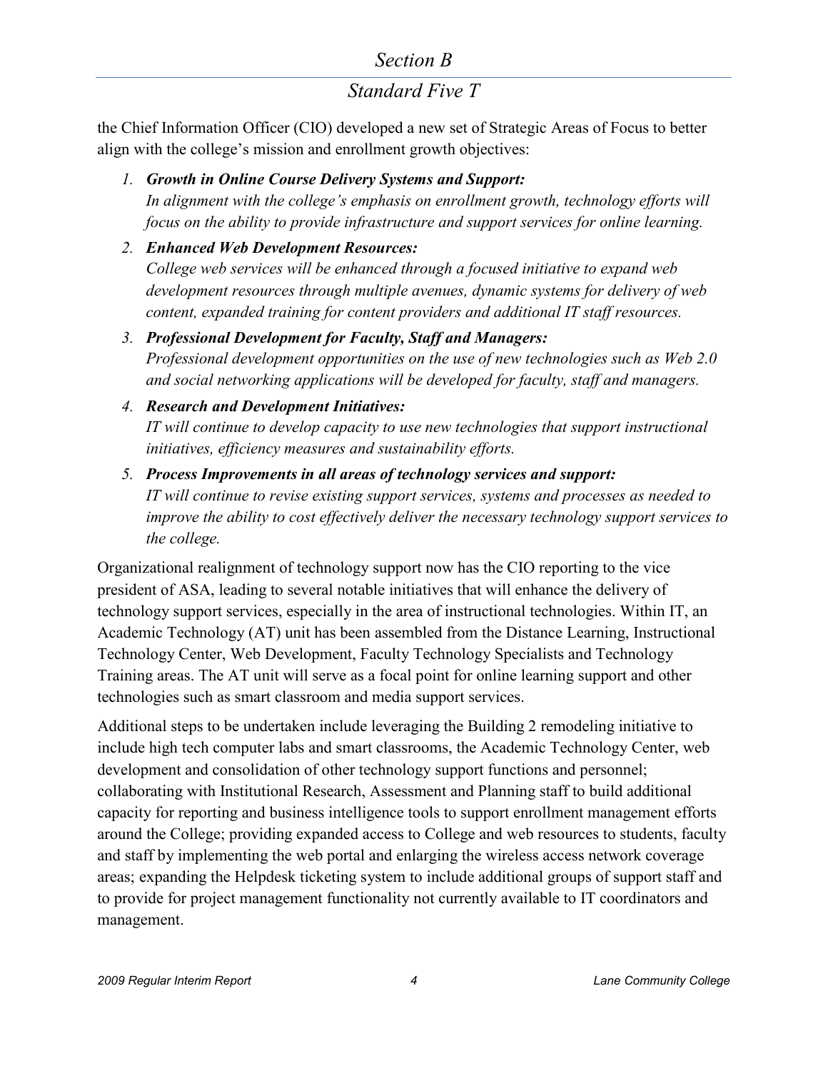the Chief Information Officer (CIO) developed a new set of Strategic Areas of Focus to better align with the college's mission and enrollment growth objectives:

1. ***Growth in Online Course Delivery Systems and Support:***
   *In alignment with the college's emphasis on enrollment growth, technology efforts will focus on the ability to provide infrastructure and support services for online learning.*
2. ***Enhanced Web Development Resources:***
   *College web services will be enhanced through a focused initiative to expand web development resources through multiple avenues, dynamic systems for delivery of web content, expanded training for content providers and additional IT staff resources.*
3. ***Professional Development for Faculty, Staff and Managers:***
   *Professional development opportunities on the use of new technologies such as Web 2.0 and social networking applications will be developed for faculty, staff and managers.*
4. ***Research and Development Initiatives:***
   *IT will continue to develop capacity to use new technologies that support instructional initiatives, efficiency measures and sustainability efforts.*
5. ***Process Improvements in all areas of technology services and support:***
   *IT will continue to revise existing support services, systems and processes as needed to improve the ability to cost effectively deliver the necessary technology support services to the college.*

Organizational realignment of technology support now has the CIO reporting to the vice president of ASA, leading to several notable initiatives that will enhance the delivery of technology support services, especially in the area of instructional technologies. Within IT, an Academic Technology (AT) unit has been assembled from the Distance Learning, Instructional Technology Center, Web Development, Faculty Technology Specialists and Technology Training areas. The AT unit will serve as a focal point for online learning support and other technologies such as smart classroom and media support services.

Additional steps to be undertaken include leveraging the Building 2 remodeling initiative to include high tech computer labs and smart classrooms, the Academic Technology Center, web development and consolidation of other technology support functions and personnel; collaborating with Institutional Research, Assessment and Planning staff to build additional capacity for reporting and business intelligence tools to support enrollment management efforts around the College; providing expanded access to College and web resources to students, faculty and staff by implementing the web portal and enlarging the wireless access network coverage areas; expanding the Helpdesk ticketing system to include additional groups of support staff and to provide for project management functionality not currently available to IT coordinators and management.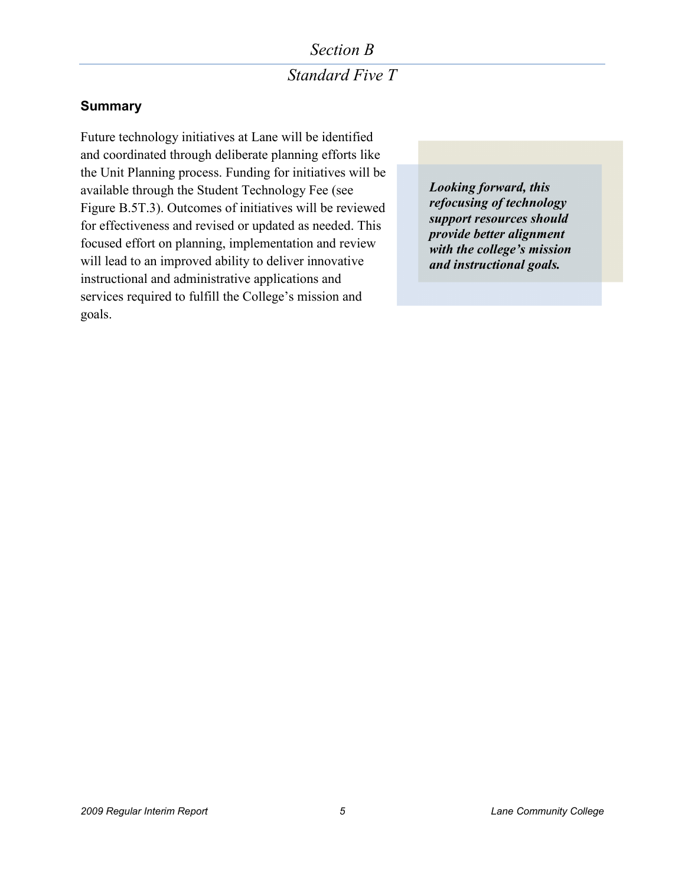## Summary

Future technology initiatives at Lane will be identified and coordinated through deliberate planning efforts like the Unit Planning process. Funding for initiatives will be available through the Student Technology Fee (see Figure B.5T.3). Outcomes of initiatives will be reviewed for effectiveness and revised or updated as needed. This focused effort on planning, implementation and review will lead to an improved ability to deliver innovative instructional and administrative applications and services required to fulfill the College's mission and goals.

***Looking forward, this refocusing of technology support resources should provide better alignment with the college's mission and instructional goals.***